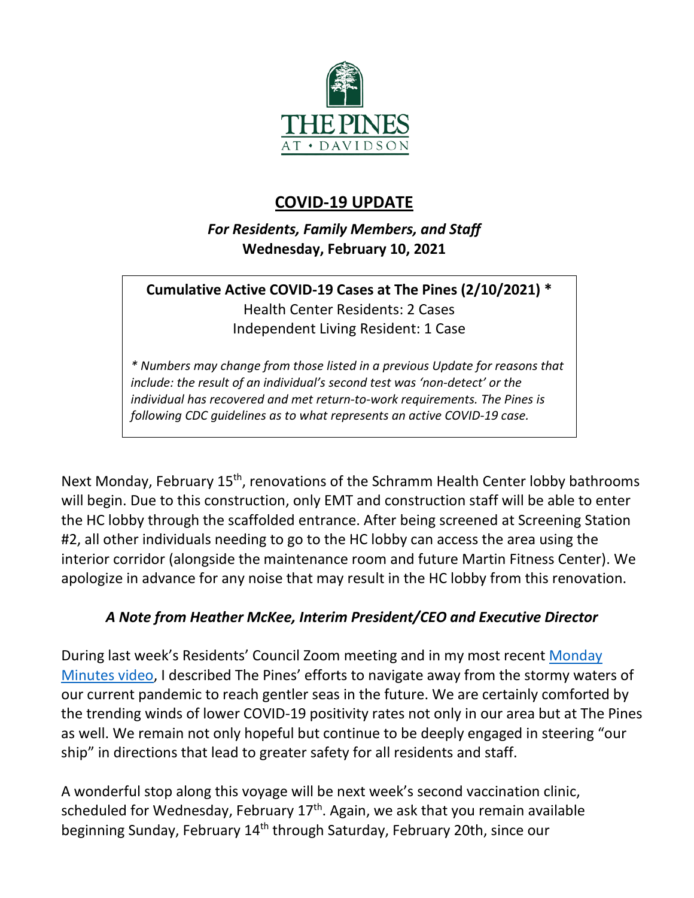THE PINES AT • DAVIDSON

# COVID-19 UPDATE

***For Residents, Family Members, and Staff***
**Wednesday, February 10, 2021**

**Cumulative Active COVID-19 Cases at The Pines (2/10/2021) \***
Health Center Residents: 2 Cases
Independent Living Resident: 1 Case

*\* Numbers may change from those listed in a previous Update for reasons that include: the result of an individual's second test was 'non-detect' or the individual has recovered and met return-to-work requirements. The Pines is following CDC guidelines as to what represents an active COVID-19 case.*

Next Monday, February 15th, renovations of the Schramm Health Center lobby bathrooms will begin. Due to this construction, only EMT and construction staff will be able to enter the HC lobby through the scaffolded entrance. After being screened at Screening Station #2, all other individuals needing to go to the HC lobby can access the area using the interior corridor (alongside the maintenance room and future Martin Fitness Center). We apologize in advance for any noise that may result in the HC lobby from this renovation.

### *A Note from Heather McKee, Interim President/CEO and Executive Director*

During last week's Residents' Council Zoom meeting and in my most recent Monday Minutes video, I described The Pines' efforts to navigate away from the stormy waters of our current pandemic to reach gentler seas in the future. We are certainly comforted by the trending winds of lower COVID-19 positivity rates not only in our area but at The Pines as well. We remain not only hopeful but continue to be deeply engaged in steering "our ship" in directions that lead to greater safety for all residents and staff.

A wonderful stop along this voyage will be next week's second vaccination clinic, scheduled for Wednesday, February 17th. Again, we ask that you remain available beginning Sunday, February 14th through Saturday, February 20th, since our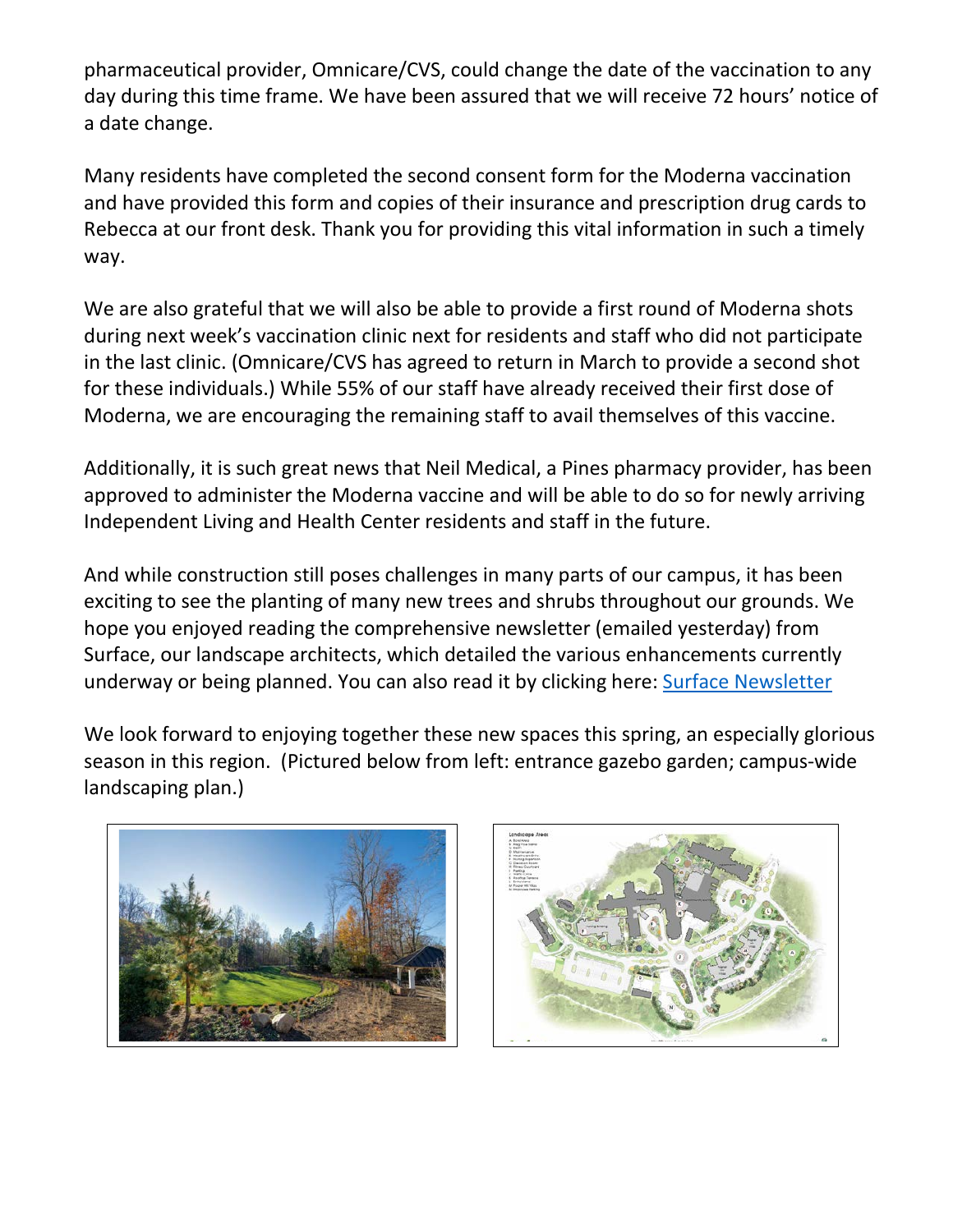pharmaceutical provider, Omnicare/CVS, could change the date of the vaccination to any day during this time frame. We have been assured that we will receive 72 hours' notice of a date change.

Many residents have completed the second consent form for the Moderna vaccination and have provided this form and copies of their insurance and prescription drug cards to Rebecca at our front desk. Thank you for providing this vital information in such a timely way.

We are also grateful that we will also be able to provide a first round of Moderna shots during next week's vaccination clinic next for residents and staff who did not participate in the last clinic. (Omnicare/CVS has agreed to return in March to provide a second shot for these individuals.) While 55% of our staff have already received their first dose of Moderna, we are encouraging the remaining staff to avail themselves of this vaccine.

Additionally, it is such great news that Neil Medical, a Pines pharmacy provider, has been approved to administer the Moderna vaccine and will be able to do so for newly arriving Independent Living and Health Center residents and staff in the future.

And while construction still poses challenges in many parts of our campus, it has been exciting to see the planting of many new trees and shrubs throughout our grounds. We hope you enjoyed reading the comprehensive newsletter (emailed yesterday) from Surface, our landscape architects, which detailed the various enhancements currently underway or being planned. You can also read it by clicking here: [Surface Newsletter]

We look forward to enjoying together these new spaces this spring, an especially glorious season in this region. (Pictured below from left: entrance gazebo garden; campus-wide landscaping plan.)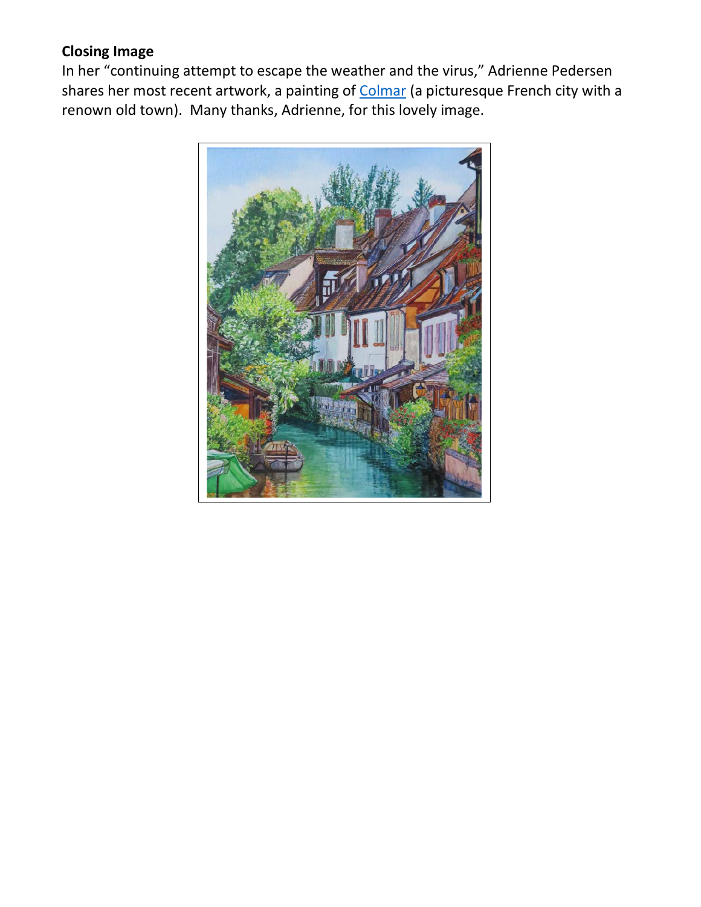**Closing Image**

In her "continuing attempt to escape the weather and the virus," Adrienne Pedersen shares her most recent artwork, a painting of Colmar (a picturesque French city with a renown old town). Many thanks, Adrienne, for this lovely image.